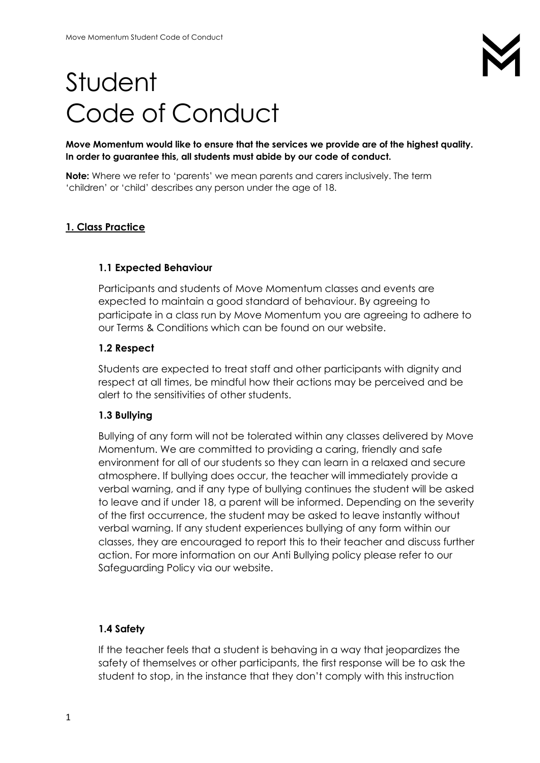# Student Code of Conduct

**Move Momentum would like to ensure that the services we provide are of the highest quality. In order to guarantee this, all students must abide by our code of conduct.**

**Note:** Where we refer to 'parents' we mean parents and carers inclusively. The term 'children' or 'child' describes any person under the age of 18.

## 1. Class Practice

### 1.1 Expected Behaviour

Participants and students of Move Momentum classes and events are expected to maintain a good standard of behaviour. By agreeing to participate in a class run by Move Momentum you are agreeing to adhere to our Terms & Conditions which can be found on our website.

### 1.2 Respect

Students are expected to treat staff and other participants with dignity and respect at all times, be mindful how their actions may be perceived and be alert to the sensitivities of other students.

### 1.3 Bullying

Bullying of any form will not be tolerated within any classes delivered by Move Momentum. We are committed to providing a caring, friendly and safe environment for all of our students so they can learn in a relaxed and secure atmosphere. If bullying does occur, the teacher will immediately provide a verbal warning, and if any type of bullying continues the student will be asked to leave and if under 18, a parent will be informed. Depending on the severity of the first occurrence, the student may be asked to leave instantly without verbal warning. If any student experiences bullying of any form within our classes, they are encouraged to report this to their teacher and discuss further action. For more information on our Anti Bullying policy please refer to our Safeguarding Policy via our website.

### 1.4 Safety

If the teacher feels that a student is behaving in a way that jeopardizes the safety of themselves or other participants, the first response will be to ask the student to stop, in the instance that they don't comply with this instruction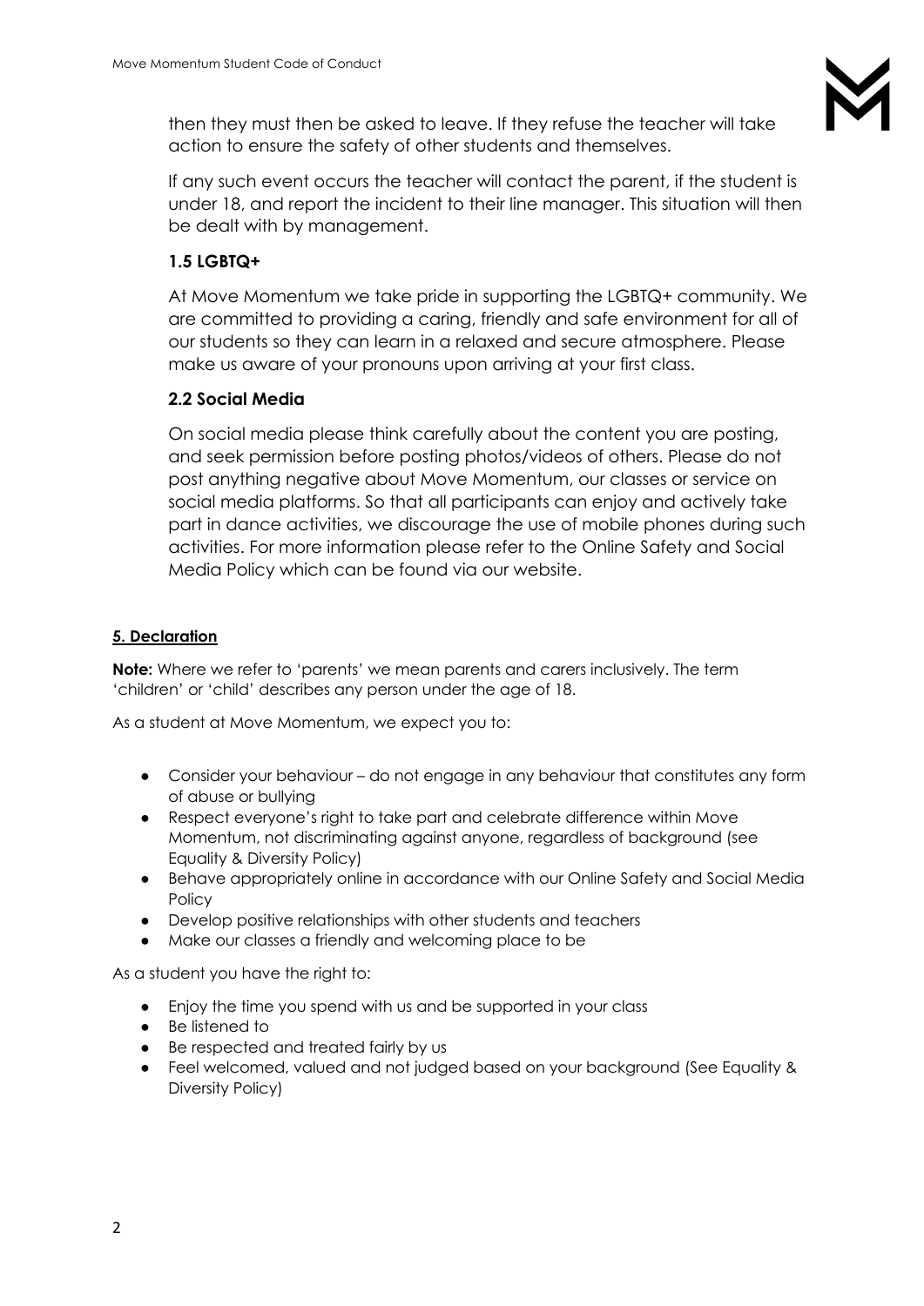then they must then be asked to leave. If they refuse the teacher will take action to ensure the safety of other students and themselves.

If any such event occurs the teacher will contact the parent, if the student is under 18, and report the incident to their line manager. This situation will then be dealt with by management.

### 1.5 LGBTQ+

At Move Momentum we take pride in supporting the LGBTQ+ community. We are committed to providing a caring, friendly and safe environment for all of our students so they can learn in a relaxed and secure atmosphere. Please make us aware of your pronouns upon arriving at your first class.

### 2.2 Social Media

On social media please think carefully about the content you are posting, and seek permission before posting photos/videos of others. Please do not post anything negative about Move Momentum, our classes or service on social media platforms. So that all participants can enjoy and actively take part in dance activities, we discourage the use of mobile phones during such activities. For more information please refer to the Online Safety and Social Media Policy which can be found via our website.

## 5. Declaration

**Note:** Where we refer to 'parents' we mean parents and carers inclusively. The term 'children' or 'child' describes any person under the age of 18.

As a student at Move Momentum, we expect you to:

- Consider your behaviour – do not engage in any behaviour that constitutes any form of abuse or bullying
- Respect everyone's right to take part and celebrate difference within Move Momentum, not discriminating against anyone, regardless of background (see Equality & Diversity Policy)
- Behave appropriately online in accordance with our Online Safety and Social Media Policy
- Develop positive relationships with other students and teachers
- Make our classes a friendly and welcoming place to be

As a student you have the right to:

- Enjoy the time you spend with us and be supported in your class
- Be listened to
- Be respected and treated fairly by us
- Feel welcomed, valued and not judged based on your background (See Equality & Diversity Policy)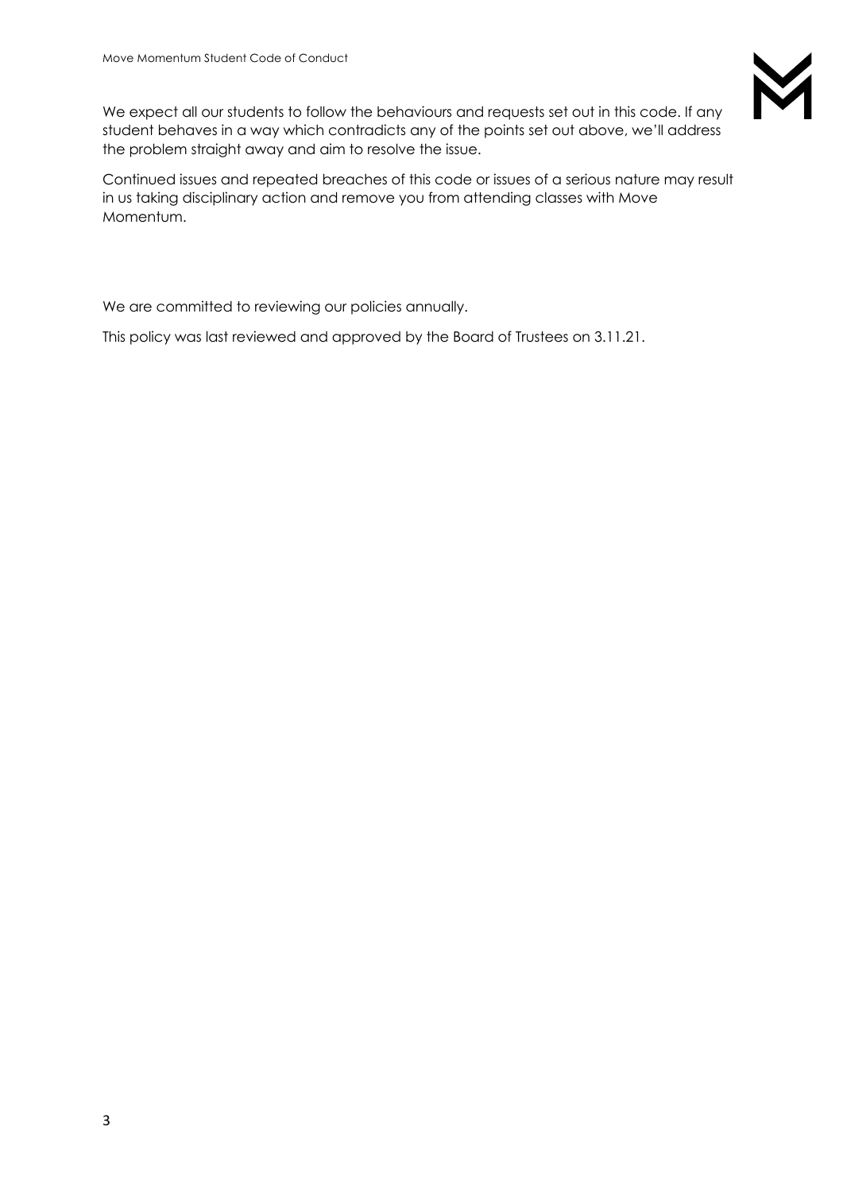We expect all our students to follow the behaviours and requests set out in this code. If any student behaves in a way which contradicts any of the points set out above, we'll address the problem straight away and aim to resolve the issue.

Continued issues and repeated breaches of this code or issues of a serious nature may result in us taking disciplinary action and remove you from attending classes with Move Momentum.

We are committed to reviewing our policies annually.

This policy was last reviewed and approved by the Board of Trustees on 3.11.21.